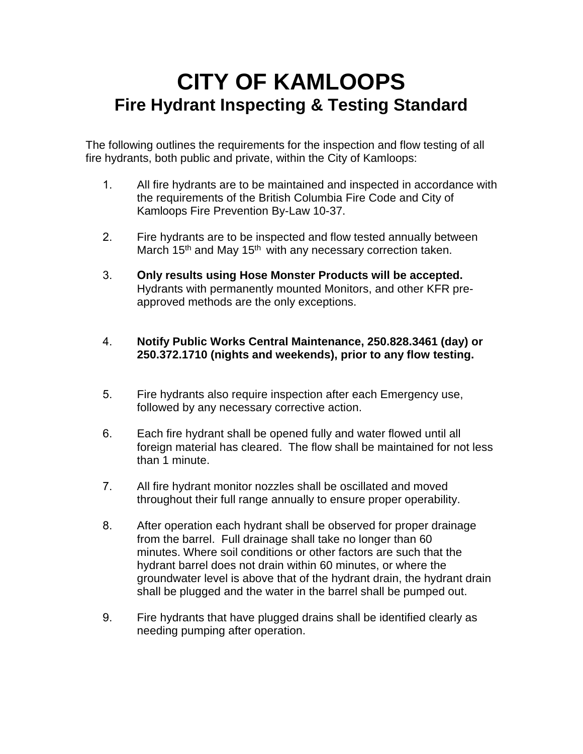# CITY OF KAMLOOPS

## Fire Hydrant Inspecting & Testing Standard

The following outlines the requirements for the inspection and flow testing of all fire hydrants, both public and private, within the City of Kamloops:

1. All fire hydrants are to be maintained and inspected in accordance with the requirements of the British Columbia Fire Code and City of Kamloops Fire Prevention By-Law 10-37.

2. Fire hydrants are to be inspected and flow tested annually between March 15th and May 15th with any necessary correction taken.

3. **Only results using Hose Monster Products will be accepted.** Hydrants with permanently mounted Monitors, and other KFR pre-approved methods are the only exceptions.

4. **Notify Public Works Central Maintenance, 250.828.3461 (day) or 250.372.1710 (nights and weekends), prior to any flow testing.**

5. Fire hydrants also require inspection after each Emergency use, followed by any necessary corrective action.

6. Each fire hydrant shall be opened fully and water flowed until all foreign material has cleared. The flow shall be maintained for not less than 1 minute.

7. All fire hydrant monitor nozzles shall be oscillated and moved throughout their full range annually to ensure proper operability.

8. After operation each hydrant shall be observed for proper drainage from the barrel. Full drainage shall take no longer than 60 minutes. Where soil conditions or other factors are such that the hydrant barrel does not drain within 60 minutes, or where the groundwater level is above that of the hydrant drain, the hydrant drain shall be plugged and the water in the barrel shall be pumped out.

9. Fire hydrants that have plugged drains shall be identified clearly as needing pumping after operation.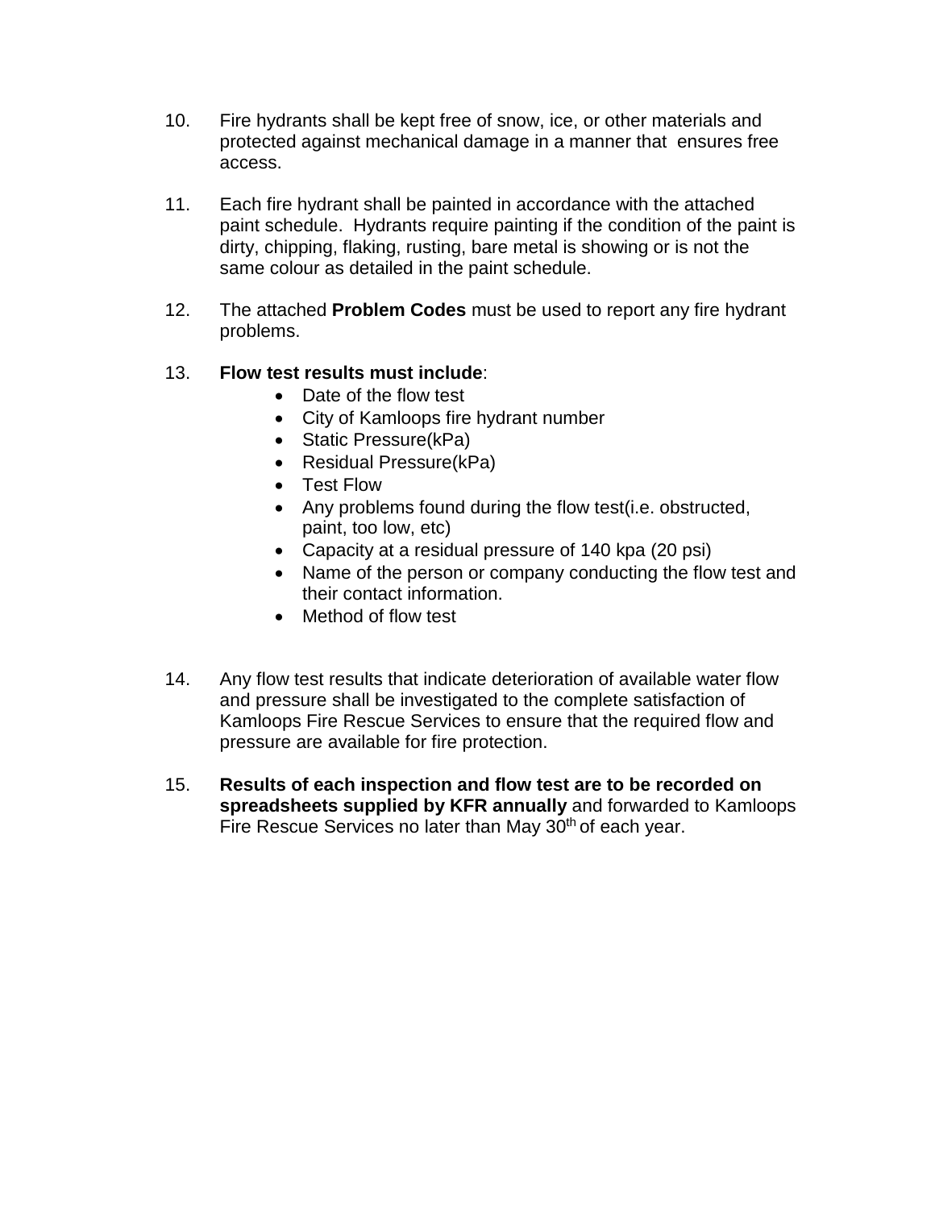10. Fire hydrants shall be kept free of snow, ice, or other materials and protected against mechanical damage in a manner that ensures free access.

11. Each fire hydrant shall be painted in accordance with the attached paint schedule. Hydrants require painting if the condition of the paint is dirty, chipping, flaking, rusting, bare metal is showing or is not the same colour as detailed in the paint schedule.

12. The attached **Problem Codes** must be used to report any fire hydrant problems.

13. **Flow test results must include**:
    - Date of the flow test
    - City of Kamloops fire hydrant number
    - Static Pressure(kPa)
    - Residual Pressure(kPa)
    - Test Flow
    - Any problems found during the flow test(i.e. obstructed, paint, too low, etc)
    - Capacity at a residual pressure of 140 kpa (20 psi)
    - Name of the person or company conducting the flow test and their contact information.
    - Method of flow test

14. Any flow test results that indicate deterioration of available water flow and pressure shall be investigated to the complete satisfaction of Kamloops Fire Rescue Services to ensure that the required flow and pressure are available for fire protection.

15. **Results of each inspection and flow test are to be recorded on spreadsheets supplied by KFR annually** and forwarded to Kamloops Fire Rescue Services no later than May 30th of each year.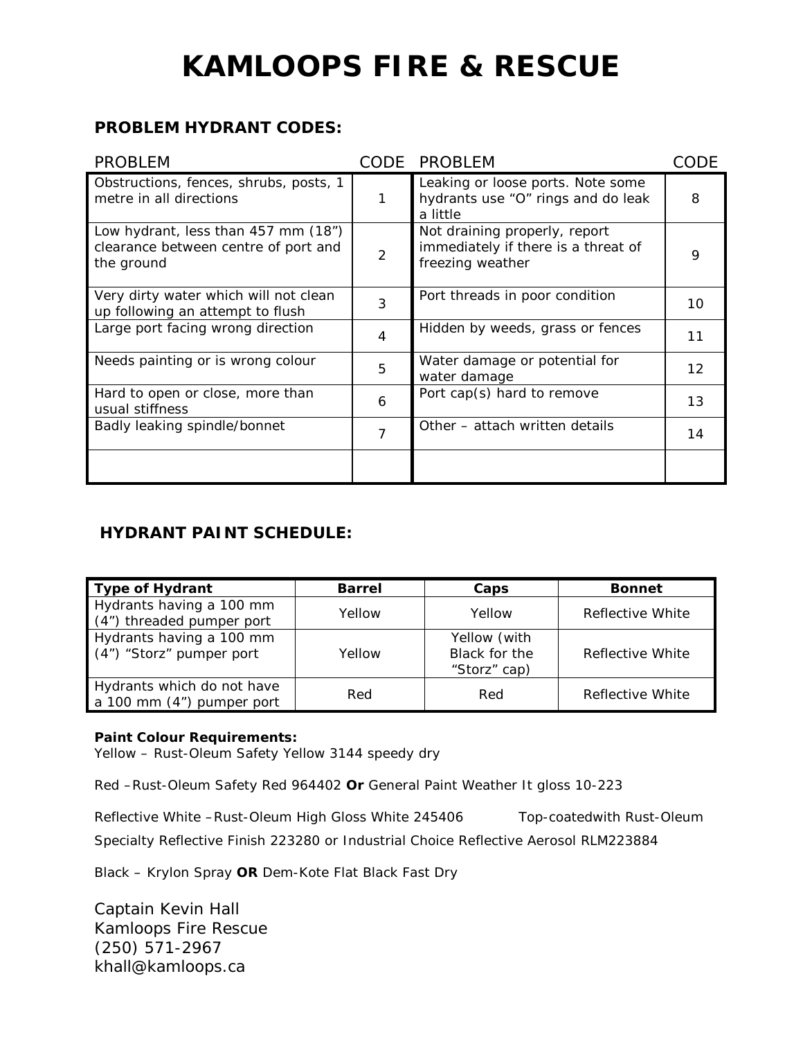# KAMLOOPS FIRE & RESCUE

## PROBLEM HYDRANT CODES:

| PROBLEM | CODE | PROBLEM | CODE |
|---|---|---|---|
| Obstructions, fences, shrubs, posts, 1 metre in all directions | 1 | Leaking or loose ports. Note some hydrants use "O" rings and do leak a little | 8 |
| Low hydrant, less than 457 mm (18") clearance between centre of port and the ground | 2 | Not draining properly, report immediately if there is a threat of freezing weather | 9 |
| Very dirty water which will not clean up following an attempt to flush | 3 | Port threads in poor condition | 10 |
| Large port facing wrong direction | 4 | Hidden by weeds, grass or fences | 11 |
| Needs painting or is wrong colour | 5 | Water damage or potential for water damage | 12 |
| Hard to open or close, more than usual stiffness | 6 | Port cap(s) hard to remove | 13 |
| Badly leaking spindle/bonnet | 7 | Other – attach written details | 14 |
| | | | |

## HYDRANT PAINT SCHEDULE:

| Type of Hydrant | Barrel | Caps | Bonnet |
|---|---|---|---|
| Hydrants having a 100 mm (4") threaded pumper port | Yellow | Yellow | Reflective White |
| Hydrants having a 100 mm (4") "Storz" pumper port | Yellow | Yellow (with Black for the "Storz" cap) | Reflective White |
| Hydrants which do not have a 100 mm (4") pumper port | Red | Red | Reflective White |

**Paint Colour Requirements:**

Yellow – Rust-Oleum Safety Yellow 3144 speedy dry

Red –Rust-Oleum Safety Red 964402 **Or** General Paint Weather It gloss 10-223

Reflective White –Rust-Oleum High Gloss White 245406 Top-coatedwith Rust-Oleum Specialty Reflective Finish 223280 or Industrial Choice Reflective Aerosol RLM223884

Black – Krylon Spray **OR** Dem-Kote Flat Black Fast Dry

Captain Kevin Hall
Kamloops Fire Rescue
(250) 571-2967
khall@kamloops.ca